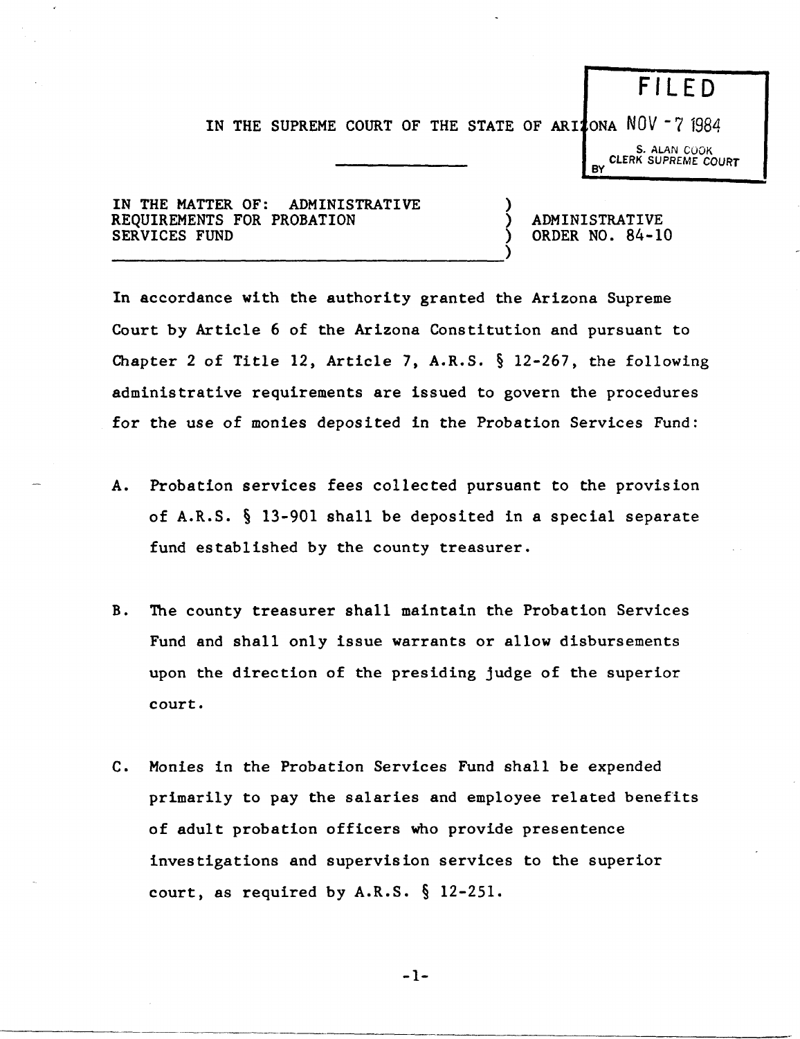FILED

NOV - 7 1984

S. ALAN COOK
CLERK SUPREME COURT
BY

IN THE SUPREME COURT OF THE STATE OF ARIZONA

IN THE MATTER OF: ADMINISTRATIVE REQUIREMENTS FOR PROBATION SERVICES FUND

ADMINISTRATIVE ORDER NO. 84-10

In accordance with the authority granted the Arizona Supreme Court by Article 6 of the Arizona Constitution and pursuant to Chapter 2 of Title 12, Article 7, A.R.S. § 12-267, the following administrative requirements are issued to govern the procedures for the use of monies deposited in the Probation Services Fund:

A. Probation services fees collected pursuant to the provision of A.R.S. § 13-901 shall be deposited in a special separate fund established by the county treasurer.

B. The county treasurer shall maintain the Probation Services Fund and shall only issue warrants or allow disbursements upon the direction of the presiding judge of the superior court.

C. Monies in the Probation Services Fund shall be expended primarily to pay the salaries and employee related benefits of adult probation officers who provide presentence investigations and supervision services to the superior court, as required by A.R.S. § 12-251.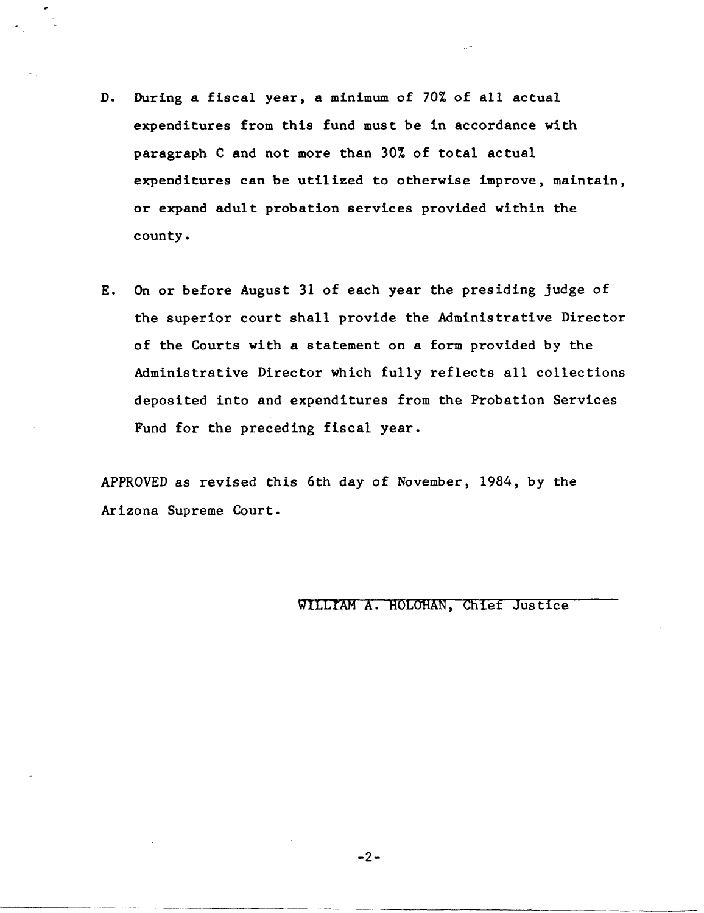D. During a fiscal year, a minimum of 70% of all actual expenditures from this fund must be in accordance with paragraph C and not more than 30% of total actual expenditures can be utilized to otherwise improve, maintain, or expand adult probation services provided within the county.

E. On or before August 31 of each year the presiding judge of the superior court shall provide the Administrative Director of the Courts with a statement on a form provided by the Administrative Director which fully reflects all collections deposited into and expenditures from the Probation Services Fund for the preceding fiscal year.

APPROVED as revised this 6th day of November, 1984, by the Arizona Supreme Court.

WILLIAM A. HOLOHAN, Chief Justice